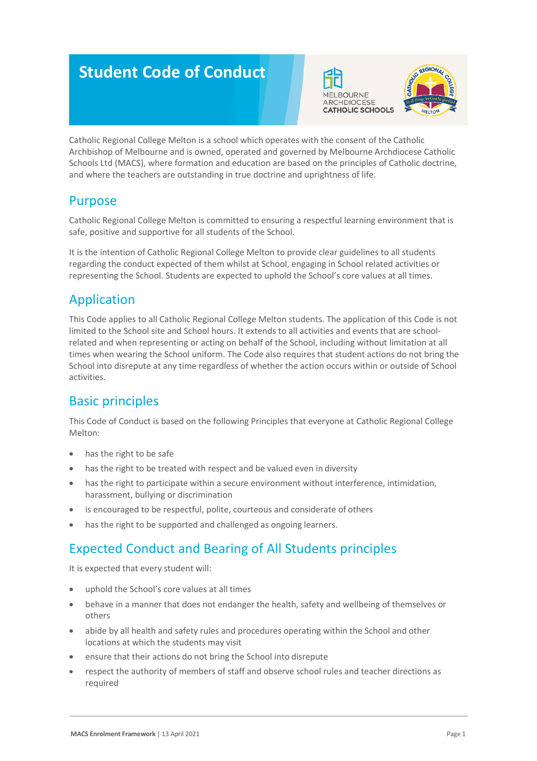# Student Code of Conduct

Catholic Regional College Melton is a school which operates with the consent of the Catholic Archbishop of Melbourne and is owned, operated and governed by Melbourne Archdiocese Catholic Schools Ltd (MACS), where formation and education are based on the principles of Catholic doctrine, and where the teachers are outstanding in true doctrine and uprightness of life.

## Purpose

Catholic Regional College Melton is committed to ensuring a respectful learning environment that is safe, positive and supportive for all students of the School.

It is the intention of Catholic Regional College Melton to provide clear guidelines to all students regarding the conduct expected of them whilst at School, engaging in School related activities or representing the School. Students are expected to uphold the School's core values at all times.

## Application

This Code applies to all Catholic Regional College Melton students. The application of this Code is not limited to the School site and School hours. It extends to all activities and events that are school-related and when representing or acting on behalf of the School, including without limitation at all times when wearing the School uniform. The Code also requires that student actions do not bring the School into disrepute at any time regardless of whether the action occurs within or outside of School activities.

## Basic principles

This Code of Conduct is based on the following Principles that everyone at Catholic Regional College Melton:

- has the right to be safe
- has the right to be treated with respect and be valued even in diversity
- has the right to participate within a secure environment without interference, intimidation, harassment, bullying or discrimination
- is encouraged to be respectful, polite, courteous and considerate of others
- has the right to be supported and challenged as ongoing learners.

## Expected Conduct and Bearing of All Students principles

It is expected that every student will:

- uphold the School's core values at all times
- behave in a manner that does not endanger the health, safety and wellbeing of themselves or others
- abide by all health and safety rules and procedures operating within the School and other locations at which the students may visit
- ensure that their actions do not bring the School into disrepute
- respect the authority of members of staff and observe school rules and teacher directions as required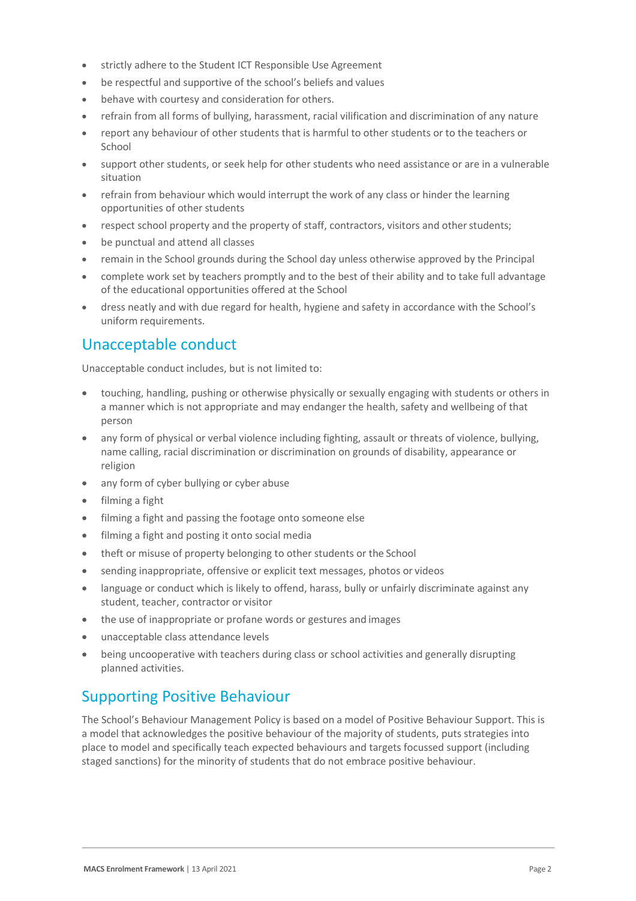- strictly adhere to the Student ICT Responsible Use Agreement
- be respectful and supportive of the school's beliefs and values
- behave with courtesy and consideration for others.
- refrain from all forms of bullying, harassment, racial vilification and discrimination of any nature
- report any behaviour of other students that is harmful to other students or to the teachers or School
- support other students, or seek help for other students who need assistance or are in a vulnerable situation
- refrain from behaviour which would interrupt the work of any class or hinder the learning opportunities of other students
- respect school property and the property of staff, contractors, visitors and other students;
- be punctual and attend all classes
- remain in the School grounds during the School day unless otherwise approved by the Principal
- complete work set by teachers promptly and to the best of their ability and to take full advantage of the educational opportunities offered at the School
- dress neatly and with due regard for health, hygiene and safety in accordance with the School's uniform requirements.

## Unacceptable conduct

Unacceptable conduct includes, but is not limited to:

- touching, handling, pushing or otherwise physically or sexually engaging with students or others in a manner which is not appropriate and may endanger the health, safety and wellbeing of that person
- any form of physical or verbal violence including fighting, assault or threats of violence, bullying, name calling, racial discrimination or discrimination on grounds of disability, appearance or religion
- any form of cyber bullying or cyber abuse
- filming a fight
- filming a fight and passing the footage onto someone else
- filming a fight and posting it onto social media
- theft or misuse of property belonging to other students or the School
- sending inappropriate, offensive or explicit text messages, photos or videos
- language or conduct which is likely to offend, harass, bully or unfairly discriminate against any student, teacher, contractor or visitor
- the use of inappropriate or profane words or gestures and images
- unacceptable class attendance levels
- being uncooperative with teachers during class or school activities and generally disrupting planned activities.

## Supporting Positive Behaviour

The School's Behaviour Management Policy is based on a model of Positive Behaviour Support. This is a model that acknowledges the positive behaviour of the majority of students, puts strategies into place to model and specifically teach expected behaviours and targets focussed support (including staged sanctions) for the minority of students that do not embrace positive behaviour.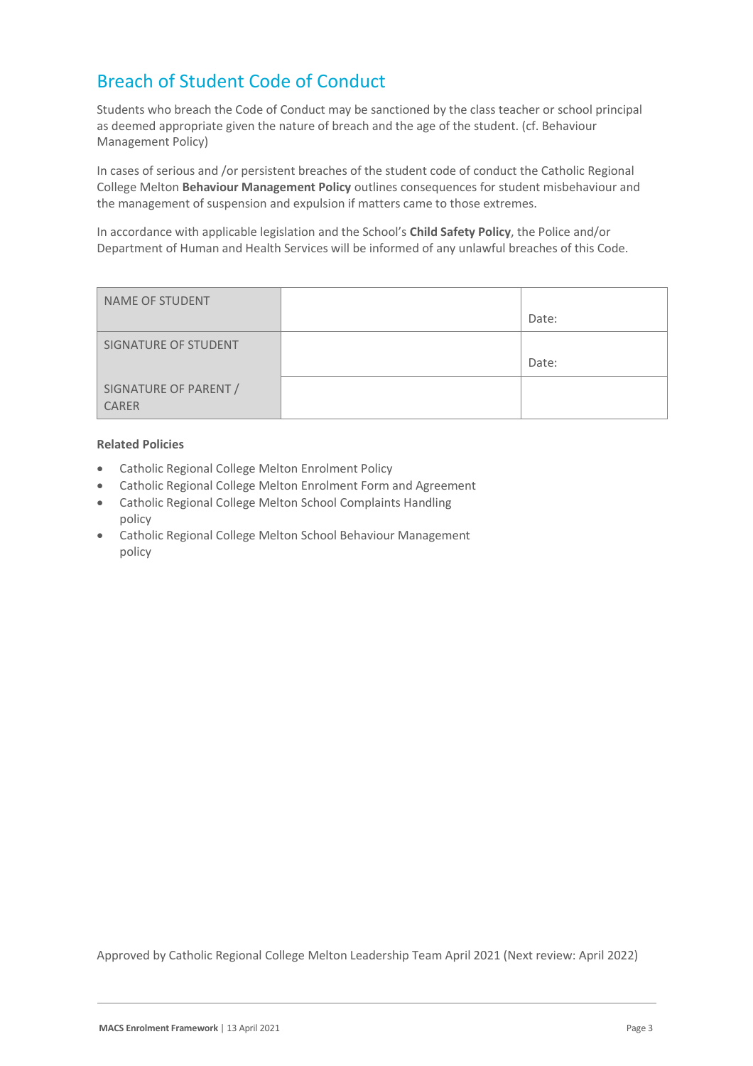## Breach of Student Code of Conduct

Students who breach the Code of Conduct may be sanctioned by the class teacher or school principal as deemed appropriate given the nature of breach and the age of the student. (cf. Behaviour Management Policy)

In cases of serious and /or persistent breaches of the student code of conduct the Catholic Regional College Melton **Behaviour Management Policy** outlines consequences for student misbehaviour and the management of suspension and expulsion if matters came to those extremes.

In accordance with applicable legislation and the School's **Child Safety Policy**, the Police and/or Department of Human and Health Services will be informed of any unlawful breaches of this Code.

| | | |
|---|---|---|
| NAME OF STUDENT | | Date: |
| SIGNATURE OF STUDENT | | Date: |
| SIGNATURE OF PARENT / CARER | | |

**Related Policies**

- Catholic Regional College Melton Enrolment Policy
- Catholic Regional College Melton Enrolment Form and Agreement
- Catholic Regional College Melton School Complaints Handling policy
- Catholic Regional College Melton School Behaviour Management policy

Approved by Catholic Regional College Melton Leadership Team April 2021 (Next review: April 2022)